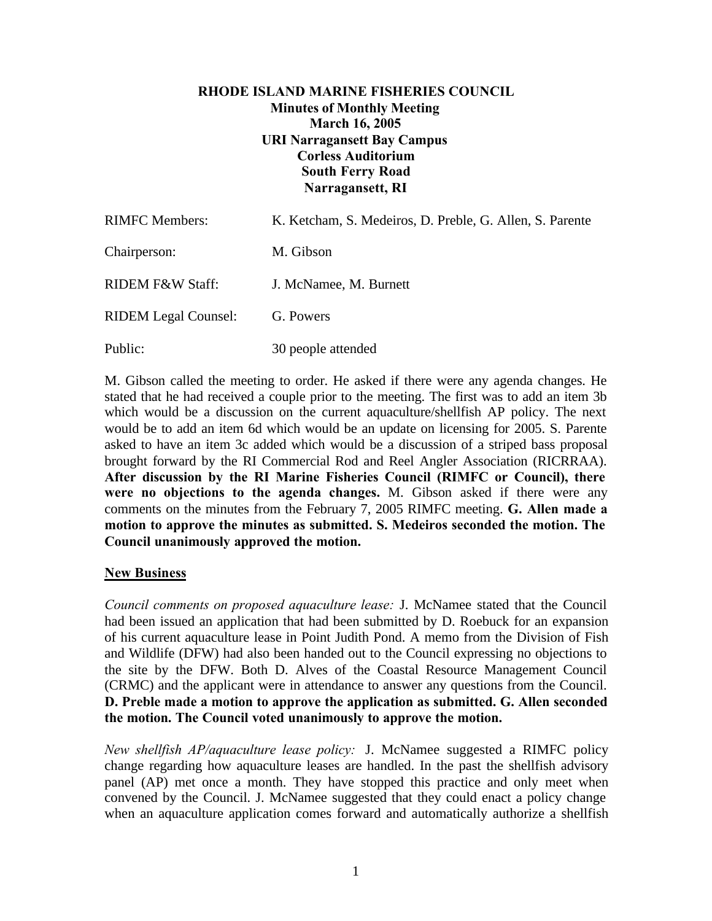# RHODE ISLAND MARINE FISHERIES COUNCIL

**Minutes of Monthly Meeting**
**March 16, 2005**
**URI Narragansett Bay Campus**
**Corless Auditorium**
**South Ferry Road**
**Narragansett, RI**

| | |
|---|---|
| RIMFC Members: | K. Ketcham, S. Medeiros, D. Preble, G. Allen, S. Parente |
| Chairperson: | M. Gibson |
| RIDEM F&W Staff: | J. McNamee, M. Burnett |
| RIDEM Legal Counsel: | G. Powers |
| Public: | 30 people attended |

M. Gibson called the meeting to order. He asked if there were any agenda changes. He stated that he had received a couple prior to the meeting. The first was to add an item 3b which would be a discussion on the current aquaculture/shellfish AP policy. The next would be to add an item 6d which would be an update on licensing for 2005. S. Parente asked to have an item 3c added which would be a discussion of a striped bass proposal brought forward by the RI Commercial Rod and Reel Angler Association (RICRRAA). **After discussion by the RI Marine Fisheries Council (RIMFC or Council), there were no objections to the agenda changes.** M. Gibson asked if there were any comments on the minutes from the February 7, 2005 RIMFC meeting. **G. Allen made a motion to approve the minutes as submitted. S. Medeiros seconded the motion. The Council unanimously approved the motion.**

## New Business

*Council comments on proposed aquaculture lease:* J. McNamee stated that the Council had been issued an application that had been submitted by D. Roebuck for an expansion of his current aquaculture lease in Point Judith Pond. A memo from the Division of Fish and Wildlife (DFW) had also been handed out to the Council expressing no objections to the site by the DFW. Both D. Alves of the Coastal Resource Management Council (CRMC) and the applicant were in attendance to answer any questions from the Council. **D. Preble made a motion to approve the application as submitted. G. Allen seconded the motion. The Council voted unanimously to approve the motion.**

*New shellfish AP/aquaculture lease policy:* J. McNamee suggested a RIMFC policy change regarding how aquaculture leases are handled. In the past the shellfish advisory panel (AP) met once a month. They have stopped this practice and only meet when convened by the Council. J. McNamee suggested that they could enact a policy change when an aquaculture application comes forward and automatically authorize a shellfish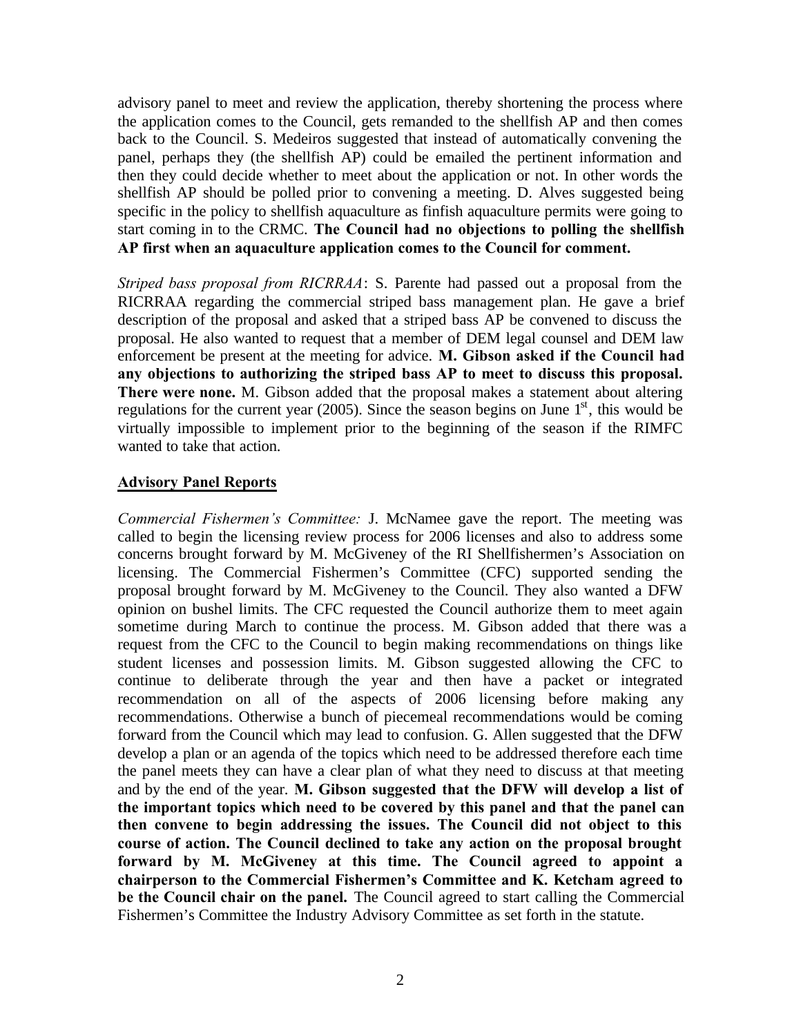advisory panel to meet and review the application, thereby shortening the process where the application comes to the Council, gets remanded to the shellfish AP and then comes back to the Council. S. Medeiros suggested that instead of automatically convening the panel, perhaps they (the shellfish AP) could be emailed the pertinent information and then they could decide whether to meet about the application or not. In other words the shellfish AP should be polled prior to convening a meeting. D. Alves suggested being specific in the policy to shellfish aquaculture as finfish aquaculture permits were going to start coming in to the CRMC. **The Council had no objections to polling the shellfish AP first when an aquaculture application comes to the Council for comment.**

*Striped bass proposal from RICRRAA*: S. Parente had passed out a proposal from the RICRRAA regarding the commercial striped bass management plan. He gave a brief description of the proposal and asked that a striped bass AP be convened to discuss the proposal. He also wanted to request that a member of DEM legal counsel and DEM law enforcement be present at the meeting for advice. **M. Gibson asked if the Council had any objections to authorizing the striped bass AP to meet to discuss this proposal. There were none.** M. Gibson added that the proposal makes a statement about altering regulations for the current year (2005). Since the season begins on June 1st, this would be virtually impossible to implement prior to the beginning of the season if the RIMFC wanted to take that action.

## Advisory Panel Reports

*Commercial Fishermen's Committee:* J. McNamee gave the report. The meeting was called to begin the licensing review process for 2006 licenses and also to address some concerns brought forward by M. McGiveney of the RI Shellfishermen's Association on licensing. The Commercial Fishermen's Committee (CFC) supported sending the proposal brought forward by M. McGiveney to the Council. They also wanted a DFW opinion on bushel limits. The CFC requested the Council authorize them to meet again sometime during March to continue the process. M. Gibson added that there was a request from the CFC to the Council to begin making recommendations on things like student licenses and possession limits. M. Gibson suggested allowing the CFC to continue to deliberate through the year and then have a packet or integrated recommendation on all of the aspects of 2006 licensing before making any recommendations. Otherwise a bunch of piecemeal recommendations would be coming forward from the Council which may lead to confusion. G. Allen suggested that the DFW develop a plan or an agenda of the topics which need to be addressed therefore each time the panel meets they can have a clear plan of what they need to discuss at that meeting and by the end of the year. **M. Gibson suggested that the DFW will develop a list of the important topics which need to be covered by this panel and that the panel can then convene to begin addressing the issues. The Council did not object to this course of action. The Council declined to take any action on the proposal brought forward by M. McGiveney at this time. The Council agreed to appoint a chairperson to the Commercial Fishermen's Committee and K. Ketcham agreed to be the Council chair on the panel.** The Council agreed to start calling the Commercial Fishermen's Committee the Industry Advisory Committee as set forth in the statute.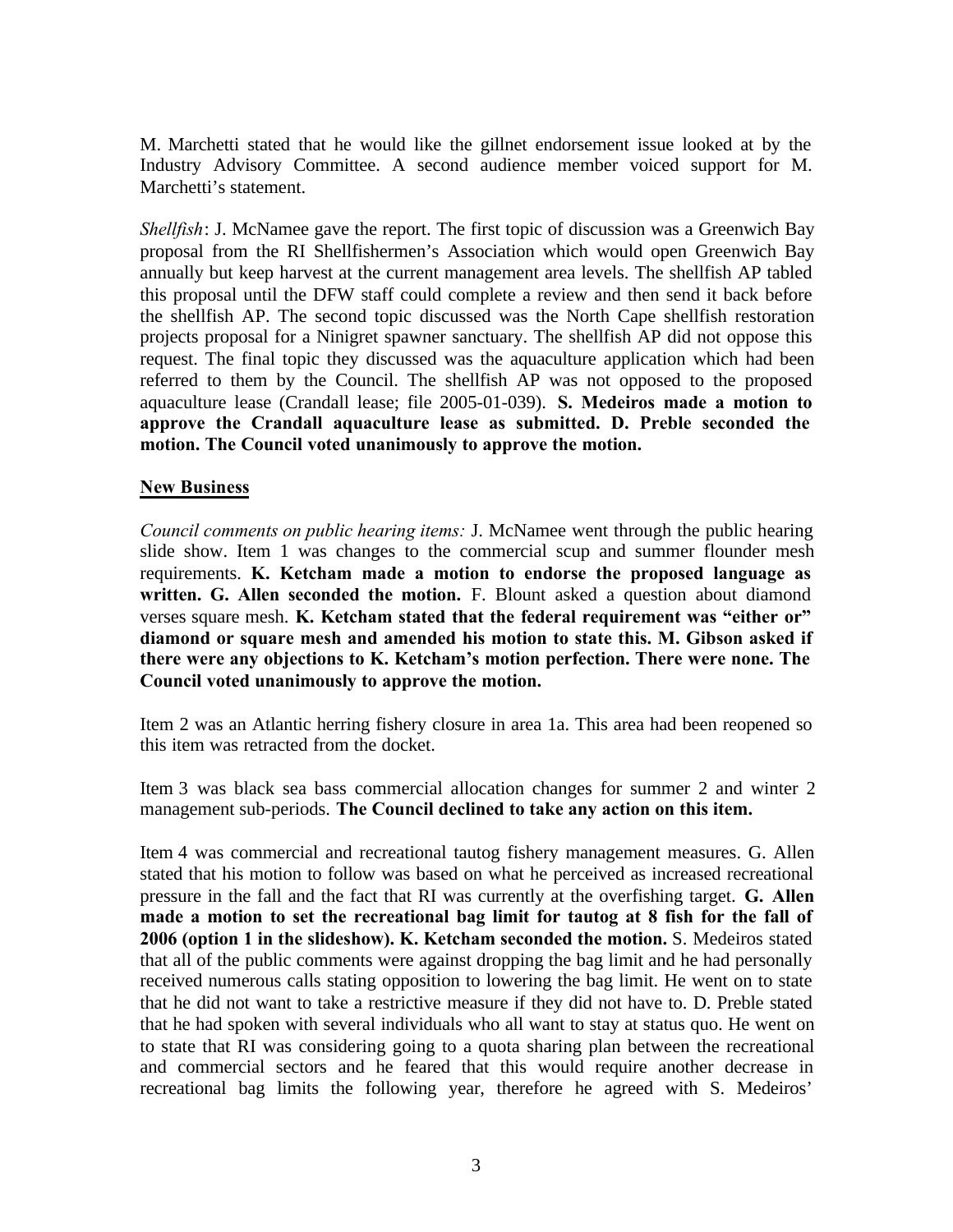M. Marchetti stated that he would like the gillnet endorsement issue looked at by the Industry Advisory Committee. A second audience member voiced support for M. Marchetti's statement.

*Shellfish*: J. McNamee gave the report. The first topic of discussion was a Greenwich Bay proposal from the RI Shellfishermen's Association which would open Greenwich Bay annually but keep harvest at the current management area levels. The shellfish AP tabled this proposal until the DFW staff could complete a review and then send it back before the shellfish AP. The second topic discussed was the North Cape shellfish restoration projects proposal for a Ninigret spawner sanctuary. The shellfish AP did not oppose this request. The final topic they discussed was the aquaculture application which had been referred to them by the Council. The shellfish AP was not opposed to the proposed aquaculture lease (Crandall lease; file 2005-01-039). **S. Medeiros made a motion to approve the Crandall aquaculture lease as submitted. D. Preble seconded the motion. The Council voted unanimously to approve the motion.**

## New Business

*Council comments on public hearing items:* J. McNamee went through the public hearing slide show. Item 1 was changes to the commercial scup and summer flounder mesh requirements. **K. Ketcham made a motion to endorse the proposed language as written. G. Allen seconded the motion.** F. Blount asked a question about diamond verses square mesh. **K. Ketcham stated that the federal requirement was "either or" diamond or square mesh and amended his motion to state this. M. Gibson asked if there were any objections to K. Ketcham's motion perfection. There were none. The Council voted unanimously to approve the motion.**

Item 2 was an Atlantic herring fishery closure in area 1a. This area had been reopened so this item was retracted from the docket.

Item 3 was black sea bass commercial allocation changes for summer 2 and winter 2 management sub-periods. **The Council declined to take any action on this item.**

Item 4 was commercial and recreational tautog fishery management measures. G. Allen stated that his motion to follow was based on what he perceived as increased recreational pressure in the fall and the fact that RI was currently at the overfishing target. **G. Allen made a motion to set the recreational bag limit for tautog at 8 fish for the fall of 2006 (option 1 in the slideshow). K. Ketcham seconded the motion.** S. Medeiros stated that all of the public comments were against dropping the bag limit and he had personally received numerous calls stating opposition to lowering the bag limit. He went on to state that he did not want to take a restrictive measure if they did not have to. D. Preble stated that he had spoken with several individuals who all want to stay at status quo. He went on to state that RI was considering going to a quota sharing plan between the recreational and commercial sectors and he feared that this would require another decrease in recreational bag limits the following year, therefore he agreed with S. Medeiros'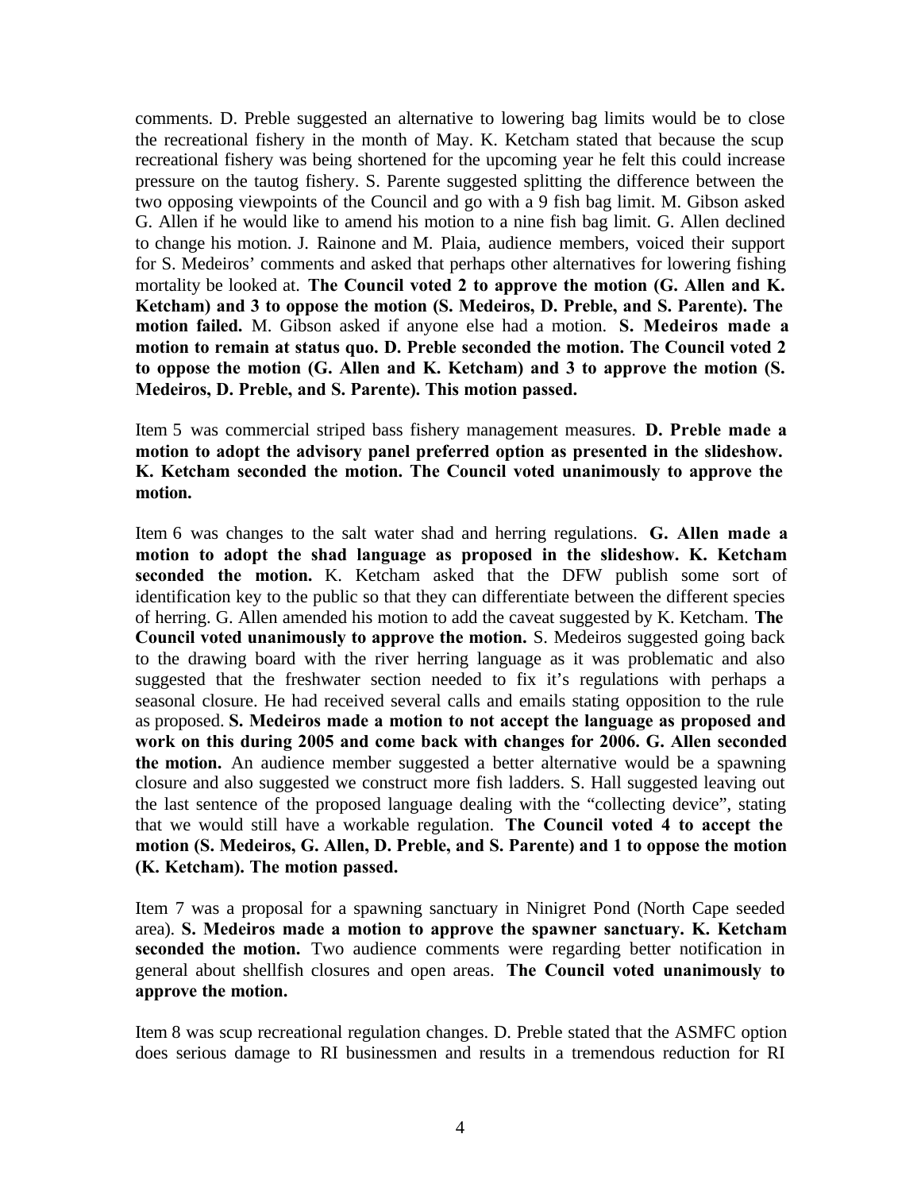comments. D. Preble suggested an alternative to lowering bag limits would be to close the recreational fishery in the month of May. K. Ketcham stated that because the scup recreational fishery was being shortened for the upcoming year he felt this could increase pressure on the tautog fishery. S. Parente suggested splitting the difference between the two opposing viewpoints of the Council and go with a 9 fish bag limit. M. Gibson asked G. Allen if he would like to amend his motion to a nine fish bag limit. G. Allen declined to change his motion. J. Rainone and M. Plaia, audience members, voiced their support for S. Medeiros' comments and asked that perhaps other alternatives for lowering fishing mortality be looked at. **The Council voted 2 to approve the motion (G. Allen and K. Ketcham) and 3 to oppose the motion (S. Medeiros, D. Preble, and S. Parente). The motion failed.** M. Gibson asked if anyone else had a motion. **S. Medeiros made a motion to remain at status quo. D. Preble seconded the motion. The Council voted 2 to oppose the motion (G. Allen and K. Ketcham) and 3 to approve the motion (S. Medeiros, D. Preble, and S. Parente). This motion passed.**

Item 5 was commercial striped bass fishery management measures. **D. Preble made a motion to adopt the advisory panel preferred option as presented in the slideshow. K. Ketcham seconded the motion. The Council voted unanimously to approve the motion.**

Item 6 was changes to the salt water shad and herring regulations. **G. Allen made a motion to adopt the shad language as proposed in the slideshow. K. Ketcham seconded the motion.** K. Ketcham asked that the DFW publish some sort of identification key to the public so that they can differentiate between the different species of herring. G. Allen amended his motion to add the caveat suggested by K. Ketcham. **The Council voted unanimously to approve the motion.** S. Medeiros suggested going back to the drawing board with the river herring language as it was problematic and also suggested that the freshwater section needed to fix it's regulations with perhaps a seasonal closure. He had received several calls and emails stating opposition to the rule as proposed. **S. Medeiros made a motion to not accept the language as proposed and work on this during 2005 and come back with changes for 2006. G. Allen seconded the motion.** An audience member suggested a better alternative would be a spawning closure and also suggested we construct more fish ladders. S. Hall suggested leaving out the last sentence of the proposed language dealing with the "collecting device", stating that we would still have a workable regulation. **The Council voted 4 to accept the motion (S. Medeiros, G. Allen, D. Preble, and S. Parente) and 1 to oppose the motion (K. Ketcham). The motion passed.**

Item 7 was a proposal for a spawning sanctuary in Ninigret Pond (North Cape seeded area). **S. Medeiros made a motion to approve the spawner sanctuary. K. Ketcham seconded the motion.** Two audience comments were regarding better notification in general about shellfish closures and open areas. **The Council voted unanimously to approve the motion.**

Item 8 was scup recreational regulation changes. D. Preble stated that the ASMFC option does serious damage to RI businessmen and results in a tremendous reduction for RI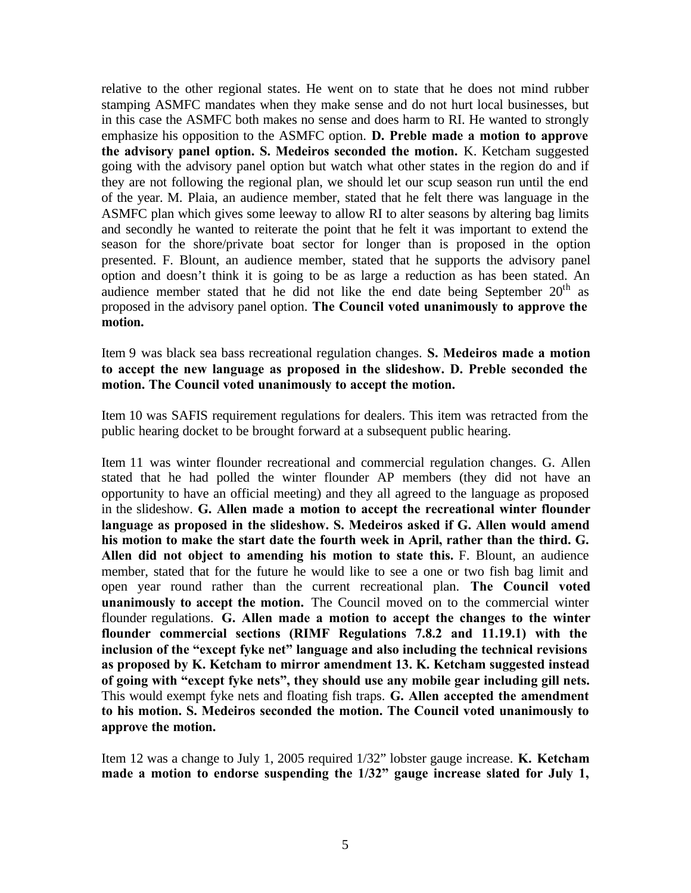relative to the other regional states. He went on to state that he does not mind rubber stamping ASMFC mandates when they make sense and do not hurt local businesses, but in this case the ASMFC both makes no sense and does harm to RI. He wanted to strongly emphasize his opposition to the ASMFC option. **D. Preble made a motion to approve the advisory panel option. S. Medeiros seconded the motion.** K. Ketcham suggested going with the advisory panel option but watch what other states in the region do and if they are not following the regional plan, we should let our scup season run until the end of the year. M. Plaia, an audience member, stated that he felt there was language in the ASMFC plan which gives some leeway to allow RI to alter seasons by altering bag limits and secondly he wanted to reiterate the point that he felt it was important to extend the season for the shore/private boat sector for longer than is proposed in the option presented. F. Blount, an audience member, stated that he supports the advisory panel option and doesn't think it is going to be as large a reduction as has been stated. An audience member stated that he did not like the end date being September 20th as proposed in the advisory panel option. **The Council voted unanimously to approve the motion.**

Item 9 was black sea bass recreational regulation changes. **S. Medeiros made a motion to accept the new language as proposed in the slideshow. D. Preble seconded the motion. The Council voted unanimously to accept the motion.**

Item 10 was SAFIS requirement regulations for dealers. This item was retracted from the public hearing docket to be brought forward at a subsequent public hearing.

Item 11 was winter flounder recreational and commercial regulation changes. G. Allen stated that he had polled the winter flounder AP members (they did not have an opportunity to have an official meeting) and they all agreed to the language as proposed in the slideshow. **G. Allen made a motion to accept the recreational winter flounder language as proposed in the slideshow. S. Medeiros asked if G. Allen would amend his motion to make the start date the fourth week in April, rather than the third. G. Allen did not object to amending his motion to state this.** F. Blount, an audience member, stated that for the future he would like to see a one or two fish bag limit and open year round rather than the current recreational plan. **The Council voted unanimously to accept the motion.** The Council moved on to the commercial winter flounder regulations. **G. Allen made a motion to accept the changes to the winter flounder commercial sections (RIMF Regulations 7.8.2 and 11.19.1) with the inclusion of the "except fyke net" language and also including the technical revisions as proposed by K. Ketcham to mirror amendment 13. K. Ketcham suggested instead of going with "except fyke nets", they should use any mobile gear including gill nets.** This would exempt fyke nets and floating fish traps. **G. Allen accepted the amendment to his motion. S. Medeiros seconded the motion. The Council voted unanimously to approve the motion.**

Item 12 was a change to July 1, 2005 required 1/32" lobster gauge increase. **K. Ketcham made a motion to endorse suspending the 1/32" gauge increase slated for July 1,**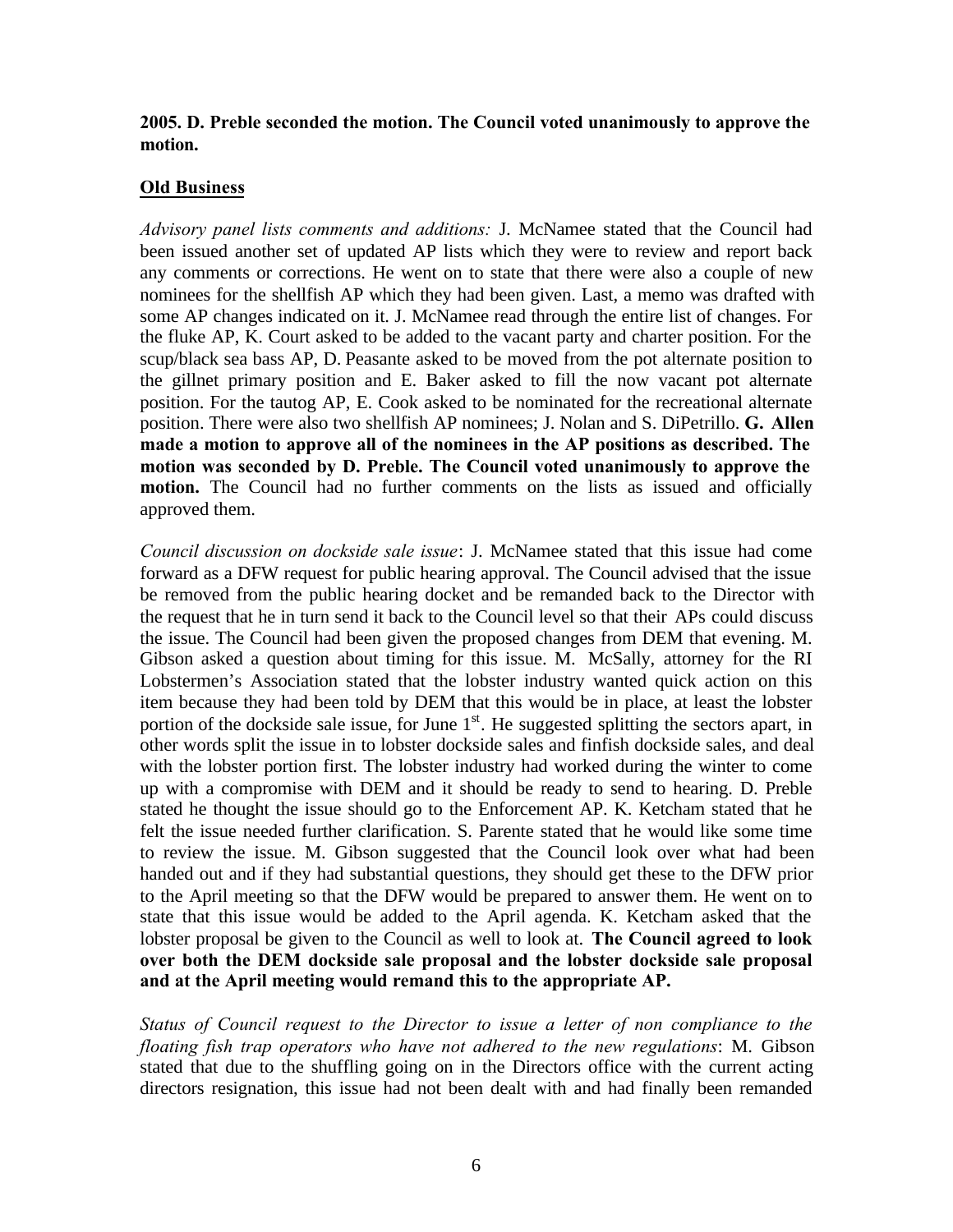**2005. D. Preble seconded the motion. The Council voted unanimously to approve the motion.**

## Old Business

*Advisory panel lists comments and additions:* J. McNamee stated that the Council had been issued another set of updated AP lists which they were to review and report back any comments or corrections. He went on to state that there were also a couple of new nominees for the shellfish AP which they had been given. Last, a memo was drafted with some AP changes indicated on it. J. McNamee read through the entire list of changes. For the fluke AP, K. Court asked to be added to the vacant party and charter position. For the scup/black sea bass AP, D. Peasante asked to be moved from the pot alternate position to the gillnet primary position and E. Baker asked to fill the now vacant pot alternate position. For the tautog AP, E. Cook asked to be nominated for the recreational alternate position. There were also two shellfish AP nominees; J. Nolan and S. DiPetrillo. **G. Allen made a motion to approve all of the nominees in the AP positions as described. The motion was seconded by D. Preble. The Council voted unanimously to approve the motion.** The Council had no further comments on the lists as issued and officially approved them.

*Council discussion on dockside sale issue*: J. McNamee stated that this issue had come forward as a DFW request for public hearing approval. The Council advised that the issue be removed from the public hearing docket and be remanded back to the Director with the request that he in turn send it back to the Council level so that their APs could discuss the issue. The Council had been given the proposed changes from DEM that evening. M. Gibson asked a question about timing for this issue. M. McSally, attorney for the RI Lobstermen's Association stated that the lobster industry wanted quick action on this item because they had been told by DEM that this would be in place, at least the lobster portion of the dockside sale issue, for June 1st. He suggested splitting the sectors apart, in other words split the issue in to lobster dockside sales and finfish dockside sales, and deal with the lobster portion first. The lobster industry had worked during the winter to come up with a compromise with DEM and it should be ready to send to hearing. D. Preble stated he thought the issue should go to the Enforcement AP. K. Ketcham stated that he felt the issue needed further clarification. S. Parente stated that he would like some time to review the issue. M. Gibson suggested that the Council look over what had been handed out and if they had substantial questions, they should get these to the DFW prior to the April meeting so that the DFW would be prepared to answer them. He went on to state that this issue would be added to the April agenda. K. Ketcham asked that the lobster proposal be given to the Council as well to look at. **The Council agreed to look over both the DEM dockside sale proposal and the lobster dockside sale proposal and at the April meeting would remand this to the appropriate AP.**

*Status of Council request to the Director to issue a letter of non compliance to the floating fish trap operators who have not adhered to the new regulations*: M. Gibson stated that due to the shuffling going on in the Directors office with the current acting directors resignation, this issue had not been dealt with and had finally been remanded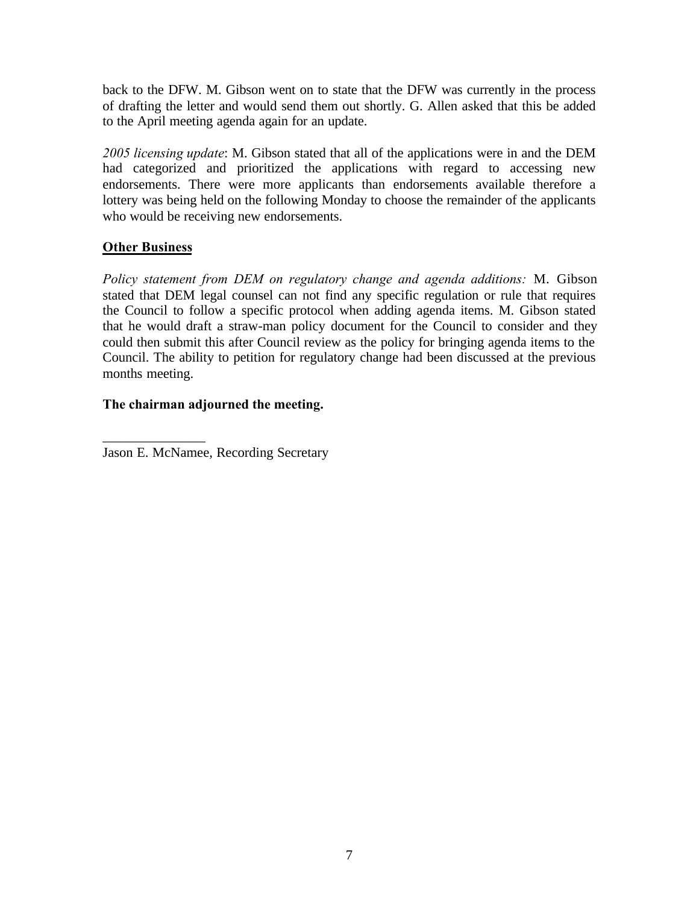back to the DFW. M. Gibson went on to state that the DFW was currently in the process of drafting the letter and would send them out shortly. G. Allen asked that this be added to the April meeting agenda again for an update.

*2005 licensing update*: M. Gibson stated that all of the applications were in and the DEM had categorized and prioritized the applications with regard to accessing new endorsements. There were more applicants than endorsements available therefore a lottery was being held on the following Monday to choose the remainder of the applicants who would be receiving new endorsements.

**Other Business**

*Policy statement from DEM on regulatory change and agenda additions:* M. Gibson stated that DEM legal counsel can not find any specific regulation or rule that requires the Council to follow a specific protocol when adding agenda items. M. Gibson stated that he would draft a straw-man policy document for the Council to consider and they could then submit this after Council review as the policy for bringing agenda items to the Council. The ability to petition for regulatory change had been discussed at the previous months meeting.

**The chairman adjourned the meeting.**

_______________
Jason E. McNamee, Recording Secretary